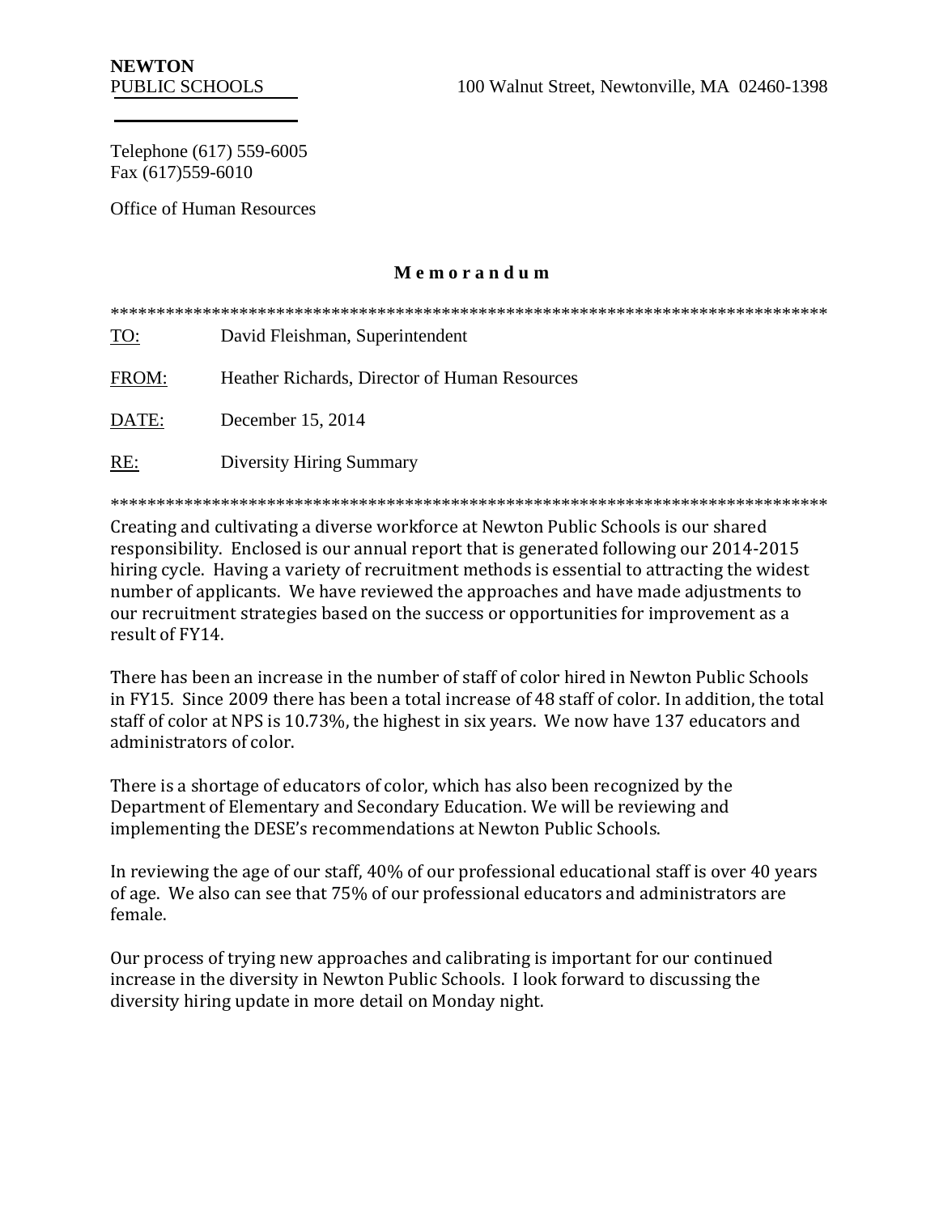**NEWTON**
PUBLIC SCHOOLS

100 Walnut Street, Newtonville, MA 02460-1398

Telephone (617) 559-6005
Fax (617)559-6010

Office of Human Resources

## **M e m o r a n d u m**

*******************************************************************************

TO: David Fleishman, Superintendent

FROM: Heather Richards, Director of Human Resources

DATE: December 15, 2014

RE: Diversity Hiring Summary

*******************************************************************************

Creating and cultivating a diverse workforce at Newton Public Schools is our shared responsibility. Enclosed is our annual report that is generated following our 2014-2015 hiring cycle. Having a variety of recruitment methods is essential to attracting the widest number of applicants. We have reviewed the approaches and have made adjustments to our recruitment strategies based on the success or opportunities for improvement as a result of FY14.

There has been an increase in the number of staff of color hired in Newton Public Schools in FY15. Since 2009 there has been a total increase of 48 staff of color. In addition, the total staff of color at NPS is 10.73%, the highest in six years. We now have 137 educators and administrators of color.

There is a shortage of educators of color, which has also been recognized by the Department of Elementary and Secondary Education. We will be reviewing and implementing the DESE's recommendations at Newton Public Schools.

In reviewing the age of our staff, 40% of our professional educational staff is over 40 years of age. We also can see that 75% of our professional educators and administrators are female.

Our process of trying new approaches and calibrating is important for our continued increase in the diversity in Newton Public Schools. I look forward to discussing the diversity hiring update in more detail on Monday night.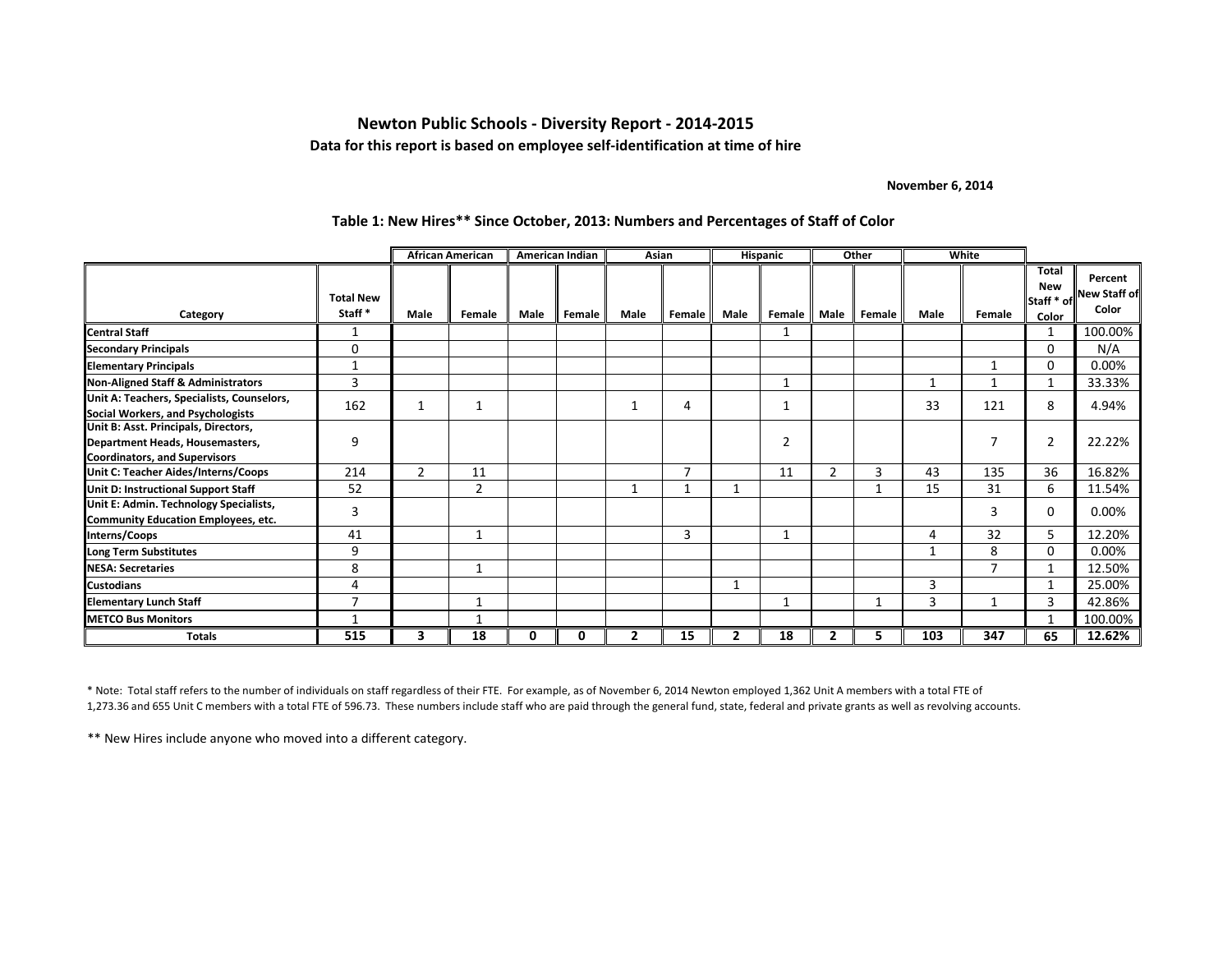# Newton Public Schools - Diversity Report - 2014-2015

**Data for this report is based on employee self-identification at time of hire**

**November 6, 2014**

### Table 1: New Hires** Since October, 2013: Numbers and Percentages of Staff of Color

| | | African American | | American Indian | | Asian | | Hispanic | | Other | | White | | | |
|---|---|---|---|---|---|---|---|---|---|---|---|---|---|---|---|
| **Category** | **Total New Staff *** | **Male** | **Female** | **Male** | **Female** | **Male** | **Female** | **Male** | **Female** | **Male** | **Female** | **Male** | **Female** | **Total New Staff * of Color** | **Percent New Staff of Color** |
| **Central Staff** | 1 | | | | | | | | 1 | | | | | 1 | 100.00% |
| **Secondary Principals** | 0 | | | | | | | | | | | | | 0 | N/A |
| **Elementary Principals** | 1 | | | | | | | | | | | | 1 | 0 | 0.00% |
| **Non-Aligned Staff & Administrators** | 3 | | | | | | | | 1 | | | 1 | 1 | 1 | 33.33% |
| **Unit A: Teachers, Specialists, Counselors, Social Workers, and Psychologists** | 162 | 1 | 1 | | | 1 | 4 | | 1 | | | 33 | 121 | 8 | 4.94% |
| **Unit B: Asst. Principals, Directors, Department Heads, Housemasters, Coordinators, and Supervisors** | 9 | | | | | | | | 2 | | | | 7 | 2 | 22.22% |
| **Unit C: Teacher Aides/Interns/Coops** | 214 | 2 | 11 | | | | 7 | | 11 | 2 | 3 | 43 | 135 | 36 | 16.82% |
| **Unit D: Instructional Support Staff** | 52 | | 2 | | | 1 | 1 | 1 | | | 1 | 15 | 31 | 6 | 11.54% |
| **Unit E: Admin. Technology Specialists, Community Education Employees, etc.** | 3 | | | | | | | | | | | | 3 | 0 | 0.00% |
| **Interns/Coops** | 41 | | 1 | | | | 3 | | 1 | | | 4 | 32 | 5 | 12.20% |
| **Long Term Substitutes** | 9 | | | | | | | | | | | 1 | 8 | 0 | 0.00% |
| **NESA: Secretaries** | 8 | | 1 | | | | | | | | | | 7 | 1 | 12.50% |
| **Custodians** | 4 | | | | | | | 1 | | | | 3 | | 1 | 25.00% |
| **Elementary Lunch Staff** | 7 | | 1 | | | | | | 1 | | 1 | 3 | 1 | 3 | 42.86% |
| **METCO Bus Monitors** | 1 | | 1 | | | | | | | | | | | 1 | 100.00% |
| **Totals** | **515** | **3** | **18** | **0** | **0** | **2** | **15** | **2** | **18** | **2** | **5** | **103** | **347** | **65** | **12.62%** |

* Note: Total staff refers to the number of individuals on staff regardless of their FTE. For example, as of November 6, 2014 Newton employed 1,362 Unit A members with a total FTE of 1,273.36 and 655 Unit C members with a total FTE of 596.73. These numbers include staff who are paid through the general fund, state, federal and private grants as well as revolving accounts.

** New Hires include anyone who moved into a different category.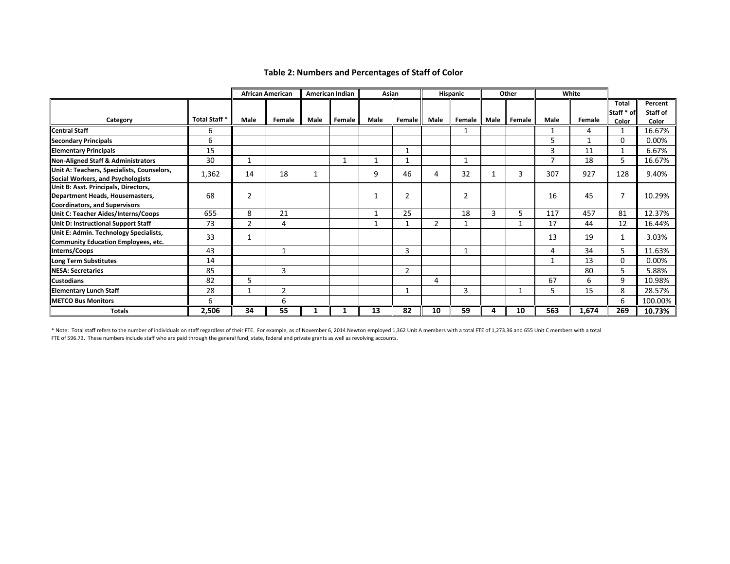## Table 2: Numbers and Percentages of Staff of Color

| Category | Total Staff * | African American | | American Indian | | Asian | | Hispanic | | Other | | White | | Total Staff * of Color | Percent Staff of Color |
|---|---|---|---|---|---|---|---|---|---|---|---|---|---|---|---|
| | | Male | Female | Male | Female | Male | Female | Male | Female | Male | Female | Male | Female | | |
| **Central Staff** | 6 | | | | | | | | 1 | | | 1 | 4 | 1 | 16.67% |
| **Secondary Principals** | 6 | | | | | | | | | | | 5 | 1 | 0 | 0.00% |
| **Elementary Principals** | 15 | | | | | | 1 | | | | | 3 | 11 | 1 | 6.67% |
| **Non-Aligned Staff & Administrators** | 30 | 1 | | | 1 | 1 | 1 | | 1 | | | 7 | 18 | 5 | 16.67% |
| **Unit A: Teachers, Specialists, Counselors, Social Workers, and Psychologists** | 1,362 | 14 | 18 | 1 | | 9 | 46 | 4 | 32 | 1 | 3 | 307 | 927 | 128 | 9.40% |
| **Unit B: Asst. Principals, Directors, Department Heads, Housemasters, Coordinators, and Supervisors** | 68 | 2 | | | | 1 | 2 | | 2 | | | 16 | 45 | 7 | 10.29% |
| **Unit C: Teacher Aides/Interns/Coops** | 655 | 8 | 21 | | | 1 | 25 | | 18 | 3 | 5 | 117 | 457 | 81 | 12.37% |
| **Unit D: Instructional Support Staff** | 73 | 2 | 4 | | | 1 | 1 | 2 | 1 | | 1 | 17 | 44 | 12 | 16.44% |
| **Unit E: Admin. Technology Specialists, Community Education Employees, etc.** | 33 | 1 | | | | | | | | | | 13 | 19 | 1 | 3.03% |
| **Interns/Coops** | 43 | | 1 | | | | 3 | | 1 | | | 4 | 34 | 5 | 11.63% |
| **Long Term Substitutes** | 14 | | | | | | | | | | | 1 | 13 | 0 | 0.00% |
| **NESA: Secretaries** | 85 | | 3 | | | | 2 | | | | | | 80 | 5 | 5.88% |
| **Custodians** | 82 | 5 | | | | | | 4 | | | | 67 | 6 | 9 | 10.98% |
| **Elementary Lunch Staff** | 28 | 1 | 2 | | | | 1 | | 3 | | 1 | 5 | 15 | 8 | 28.57% |
| **METCO Bus Monitors** | 6 | | 6 | | | | | | | | | | | 6 | 100.00% |
| **Totals** | **2,506** | **34** | **55** | **1** | **1** | **13** | **82** | **10** | **59** | **4** | **10** | **563** | **1,674** | **269** | **10.73%** |

* Note: Total staff refers to the number of individuals on staff regardless of their FTE. For example, as of November 6, 2014 Newton employed 1,362 Unit A members with a total FTE of 1,273.36 and 655 Unit C members with a total FTE of 596.73. These numbers include staff who are paid through the general fund, state, federal and private grants as well as revolving accounts.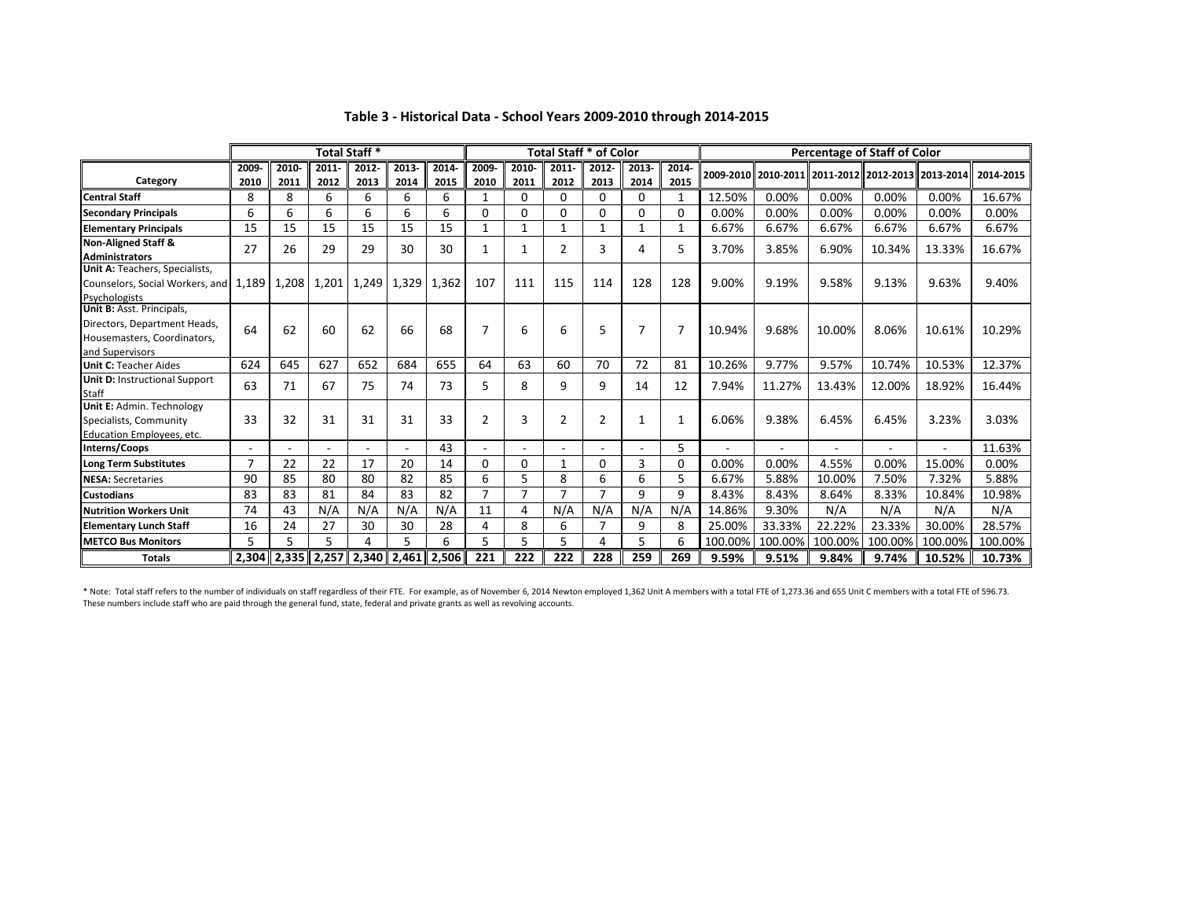## Table 3 - Historical Data - School Years 2009-2010 through 2014-2015

| | Total Staff * | | | | | | Total Staff * of Color | | | | | | Percentage of Staff of Color | | | | | |
|---|---|---|---|---|---|---|---|---|---|---|---|---|---|---|---|---|---|---|
| **Category** | **2009-2010** | **2010-2011** | **2011-2012** | **2012-2013** | **2013-2014** | **2014-2015** | **2009-2010** | **2010-2011** | **2011-2012** | **2012-2013** | **2013-2014** | **2014-2015** | **2009-2010** | **2010-2011** | **2011-2012** | **2012-2013** | **2013-2014** | **2014-2015** |
| **Central Staff** | 8 | 8 | 6 | 6 | 6 | 6 | 1 | 0 | 0 | 0 | 0 | 1 | 12.50% | 0.00% | 0.00% | 0.00% | 0.00% | 16.67% |
| **Secondary Principals** | 6 | 6 | 6 | 6 | 6 | 6 | 0 | 0 | 0 | 0 | 0 | 0 | 0.00% | 0.00% | 0.00% | 0.00% | 0.00% | 0.00% |
| **Elementary Principals** | 15 | 15 | 15 | 15 | 15 | 15 | 1 | 1 | 1 | 1 | 1 | 1 | 6.67% | 6.67% | 6.67% | 6.67% | 6.67% | 6.67% |
| **Non-Aligned Staff & Administrators** | 27 | 26 | 29 | 29 | 30 | 30 | 1 | 1 | 2 | 3 | 4 | 5 | 3.70% | 3.85% | 6.90% | 10.34% | 13.33% | 16.67% |
| **Unit A:** Teachers, Specialists, Counselors, Social Workers, and Psychologists | 1,189 | 1,208 | 1,201 | 1,249 | 1,329 | 1,362 | 107 | 111 | 115 | 114 | 128 | 128 | 9.00% | 9.19% | 9.58% | 9.13% | 9.63% | 9.40% |
| **Unit B:** Asst. Principals, Directors, Department Heads, Housemasters, Coordinators, and Supervisors | 64 | 62 | 60 | 62 | 66 | 68 | 7 | 6 | 6 | 5 | 7 | 7 | 10.94% | 9.68% | 10.00% | 8.06% | 10.61% | 10.29% |
| **Unit C:** Teacher Aides | 624 | 645 | 627 | 652 | 684 | 655 | 64 | 63 | 60 | 70 | 72 | 81 | 10.26% | 9.77% | 9.57% | 10.74% | 10.53% | 12.37% |
| **Unit D:** Instructional Support Staff | 63 | 71 | 67 | 75 | 74 | 73 | 5 | 8 | 9 | 9 | 14 | 12 | 7.94% | 11.27% | 13.43% | 12.00% | 18.92% | 16.44% |
| **Unit E:** Admin. Technology Specialists, Community Education Employees, etc. | 33 | 32 | 31 | 31 | 31 | 33 | 2 | 3 | 2 | 2 | 1 | 1 | 6.06% | 9.38% | 6.45% | 6.45% | 3.23% | 3.03% |
| **Interns/Coops** | - | - | - | - | - | 43 | - | - | - | - | - | 5 | - | - | - | - | - | 11.63% |
| **Long Term Substitutes** | 7 | 22 | 22 | 17 | 20 | 14 | 0 | 0 | 1 | 0 | 3 | 0 | 0.00% | 0.00% | 4.55% | 0.00% | 15.00% | 0.00% |
| **NESA:** Secretaries | 90 | 85 | 80 | 80 | 82 | 85 | 6 | 5 | 8 | 6 | 6 | 5 | 6.67% | 5.88% | 10.00% | 7.50% | 7.32% | 5.88% |
| **Custodians** | 83 | 83 | 81 | 84 | 83 | 82 | 7 | 7 | 7 | 7 | 9 | 9 | 8.43% | 8.43% | 8.64% | 8.33% | 10.84% | 10.98% |
| **Nutrition Workers Unit** | 74 | 43 | N/A | N/A | N/A | N/A | 11 | 4 | N/A | N/A | N/A | N/A | 14.86% | 9.30% | N/A | N/A | N/A | N/A |
| **Elementary Lunch Staff** | 16 | 24 | 27 | 30 | 30 | 28 | 4 | 8 | 6 | 7 | 9 | 8 | 25.00% | 33.33% | 22.22% | 23.33% | 30.00% | 28.57% |
| **METCO Bus Monitors** | 5 | 5 | 5 | 4 | 5 | 6 | 5 | 5 | 5 | 4 | 5 | 6 | 100.00% | 100.00% | 100.00% | 100.00% | 100.00% | 100.00% |
| **Totals** | **2,304** | **2,335** | **2,257** | **2,340** | **2,461** | **2,506** | **221** | **222** | **222** | **228** | **259** | **269** | **9.59%** | **9.51%** | **9.84%** | **9.74%** | **10.52%** | **10.73%** |

* Note: Total staff refers to the number of individuals on staff regardless of their FTE. For example, as of November 6, 2014 Newton employed 1,362 Unit A members with a total FTE of 1,273.36 and 655 Unit C members with a total FTE of 596.73. These numbers include staff who are paid through the general fund, state, federal and private grants as well as revolving accounts.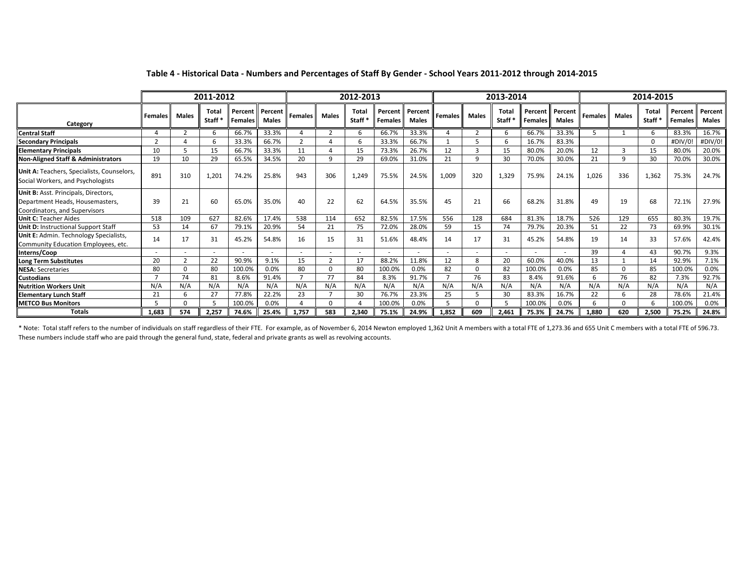**Table 4 - Historical Data - Numbers and Percentages of Staff By Gender - School Years 2011-2012 through 2014-2015**

| | 2011-2012 | | | | | 2012-2013 | | | | | 2013-2014 | | | | | 2014-2015 | | | | |
|---|---|---|---|---|---|---|---|---|---|---|---|---|---|---|---|---|---|---|---|---|
| **Category** | **Females** | **Males** | **Total Staff *** | **Percent Females** | **Percent Males** | **Females** | **Males** | **Total Staff *** | **Percent Females** | **Percent Males** | **Females** | **Males** | **Total Staff *** | **Percent Females** | **Percent Males** | **Females** | **Males** | **Total Staff *** | **Percent Females** | **Percent Males** |
| **Central Staff** | 4 | 2 | 6 | 66.7% | 33.3% | 4 | 2 | 6 | 66.7% | 33.3% | 4 | 2 | 6 | 66.7% | 33.3% | 5 | 1 | 6 | 83.3% | 16.7% |
| **Secondary Principals** | 2 | 4 | 6 | 33.3% | 66.7% | 2 | 4 | 6 | 33.3% | 66.7% | 1 | 5 | 6 | 16.7% | 83.3% | | | 0 | #DIV/0! | #DIV/0! |
| **Elementary Principals** | 10 | 5 | 15 | 66.7% | 33.3% | 11 | 4 | 15 | 73.3% | 26.7% | 12 | 3 | 15 | 80.0% | 20.0% | 12 | 3 | 15 | 80.0% | 20.0% |
| **Non-Aligned Staff & Administrators** | 19 | 10 | 29 | 65.5% | 34.5% | 20 | 9 | 29 | 69.0% | 31.0% | 21 | 9 | 30 | 70.0% | 30.0% | 21 | 9 | 30 | 70.0% | 30.0% |
| **Unit A:** Teachers, Specialists, Counselors, Social Workers, and Psychologists | 891 | 310 | 1,201 | 74.2% | 25.8% | 943 | 306 | 1,249 | 75.5% | 24.5% | 1,009 | 320 | 1,329 | 75.9% | 24.1% | 1,026 | 336 | 1,362 | 75.3% | 24.7% |
| **Unit B:** Asst. Principals, Directors, Department Heads, Housemasters, Coordinators, and Supervisors | 39 | 21 | 60 | 65.0% | 35.0% | 40 | 22 | 62 | 64.5% | 35.5% | 45 | 21 | 66 | 68.2% | 31.8% | 49 | 19 | 68 | 72.1% | 27.9% |
| **Unit C:** Teacher Aides | 518 | 109 | 627 | 82.6% | 17.4% | 538 | 114 | 652 | 82.5% | 17.5% | 556 | 128 | 684 | 81.3% | 18.7% | 526 | 129 | 655 | 80.3% | 19.7% |
| **Unit D:** Instructional Support Staff | 53 | 14 | 67 | 79.1% | 20.9% | 54 | 21 | 75 | 72.0% | 28.0% | 59 | 15 | 74 | 79.7% | 20.3% | 51 | 22 | 73 | 69.9% | 30.1% |
| **Unit E:** Admin. Technology Specialists, Community Education Employees, etc. | 14 | 17 | 31 | 45.2% | 54.8% | 16 | 15 | 31 | 51.6% | 48.4% | 14 | 17 | 31 | 45.2% | 54.8% | 19 | 14 | 33 | 57.6% | 42.4% |
| **Interns/Coop** | - | - | - | - | - | - | - | - | - | - | - | - | - | - | - | 39 | 4 | 43 | 90.7% | 9.3% |
| **Long Term Substitutes** | 20 | 2 | 22 | 90.9% | 9.1% | 15 | 2 | 17 | 88.2% | 11.8% | 12 | 8 | 20 | 60.0% | 40.0% | 13 | 1 | 14 | 92.9% | 7.1% |
| **NESA:** Secretaries | 80 | 0 | 80 | 100.0% | 0.0% | 80 | 0 | 80 | 100.0% | 0.0% | 82 | 0 | 82 | 100.0% | 0.0% | 85 | 0 | 85 | 100.0% | 0.0% |
| **Custodians** | 7 | 74 | 81 | 8.6% | 91.4% | 7 | 77 | 84 | 8.3% | 91.7% | 7 | 76 | 83 | 8.4% | 91.6% | 6 | 76 | 82 | 7.3% | 92.7% |
| **Nutrition Workers Unit** | N/A | N/A | N/A | N/A | N/A | N/A | N/A | N/A | N/A | N/A | N/A | N/A | N/A | N/A | N/A | N/A | N/A | N/A | N/A | N/A |
| **Elementary Lunch Staff** | 21 | 6 | 27 | 77.8% | 22.2% | 23 | 7 | 30 | 76.7% | 23.3% | 25 | 5 | 30 | 83.3% | 16.7% | 22 | 6 | 28 | 78.6% | 21.4% |
| **METCO Bus Monitors** | 5 | 0 | 5 | 100.0% | 0.0% | 4 | 0 | 4 | 100.0% | 0.0% | 5 | 0 | 5 | 100.0% | 0.0% | 6 | 0 | 6 | 100.0% | 0.0% |
| **Totals** | **1,683** | **574** | **2,257** | **74.6%** | **25.4%** | **1,757** | **583** | **2,340** | **75.1%** | **24.9%** | **1,852** | **609** | **2,461** | **75.3%** | **24.7%** | **1,880** | **620** | **2,500** | **75.2%** | **24.8%** |

* Note: Total staff refers to the number of individuals on staff regardless of their FTE. For example, as of November 6, 2014 Newton employed 1,362 Unit A members with a total FTE of 1,273.36 and 655 Unit C members with a total FTE of 596.73. These numbers include staff who are paid through the general fund, state, federal and private grants as well as revolving accounts.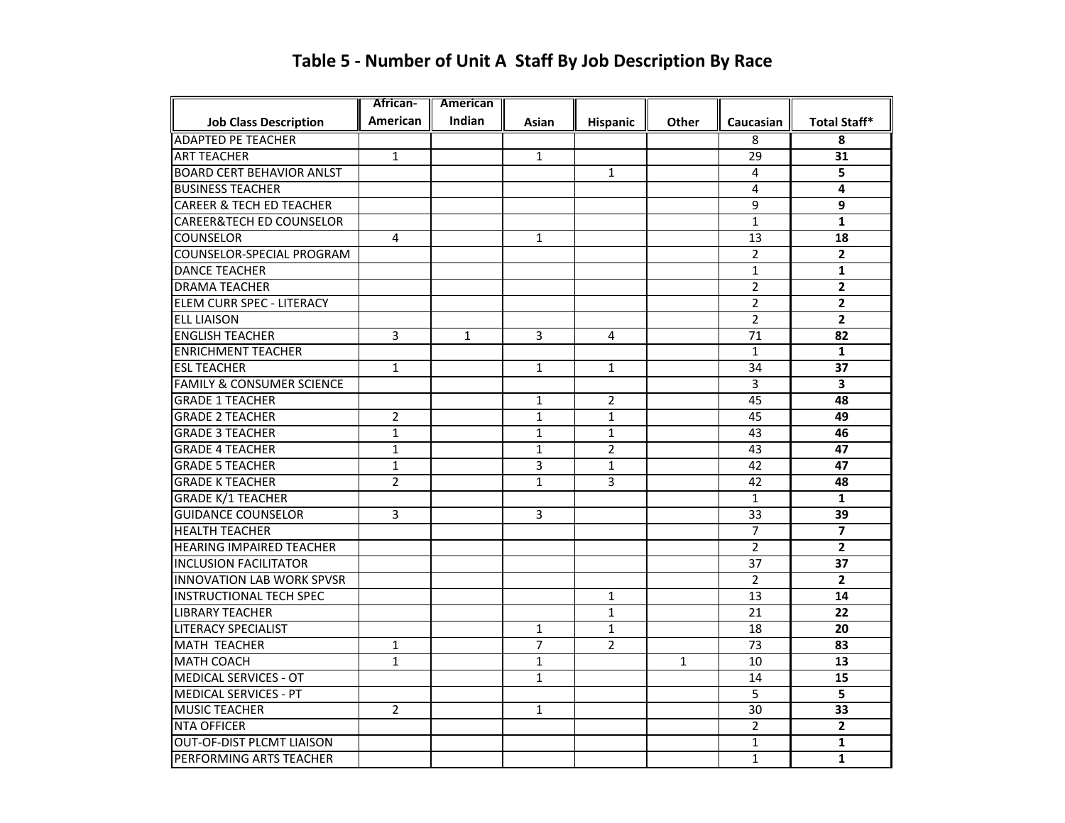# Table 5 - Number of Unit A Staff By Job Description By Race

| Job Class Description | African-American | American Indian | Asian | Hispanic | Other | Caucasian | Total Staff* |
|---|---|---|---|---|---|---|---|
| ADAPTED PE TEACHER | | | | | | 8 | **8** |
| ART TEACHER | 1 | | 1 | | | 29 | **31** |
| BOARD CERT BEHAVIOR ANLST | | | | 1 | | 4 | **5** |
| BUSINESS TEACHER | | | | | | 4 | **4** |
| CAREER & TECH ED TEACHER | | | | | | 9 | **9** |
| CAREER&TECH ED COUNSELOR | | | | | | 1 | **1** |
| COUNSELOR | 4 | | 1 | | | 13 | **18** |
| COUNSELOR-SPECIAL PROGRAM | | | | | | 2 | **2** |
| DANCE TEACHER | | | | | | 1 | **1** |
| DRAMA TEACHER | | | | | | 2 | **2** |
| ELEM CURR SPEC - LITERACY | | | | | | 2 | **2** |
| ELL LIAISON | | | | | | 2 | **2** |
| ENGLISH TEACHER | 3 | 1 | 3 | 4 | | 71 | **82** |
| ENRICHMENT TEACHER | | | | | | 1 | **1** |
| ESL TEACHER | 1 | | 1 | 1 | | 34 | **37** |
| FAMILY & CONSUMER SCIENCE | | | | | | 3 | **3** |
| GRADE 1 TEACHER | | | 1 | 2 | | 45 | **48** |
| GRADE 2 TEACHER | 2 | | 1 | 1 | | 45 | **49** |
| GRADE 3 TEACHER | 1 | | 1 | 1 | | 43 | **46** |
| GRADE 4 TEACHER | 1 | | 1 | 2 | | 43 | **47** |
| GRADE 5 TEACHER | 1 | | 3 | 1 | | 42 | **47** |
| GRADE K TEACHER | 2 | | 1 | 3 | | 42 | **48** |
| GRADE K/1 TEACHER | | | | | | 1 | **1** |
| GUIDANCE COUNSELOR | 3 | | 3 | | | 33 | **39** |
| HEALTH TEACHER | | | | | | 7 | **7** |
| HEARING IMPAIRED TEACHER | | | | | | 2 | **2** |
| INCLUSION FACILITATOR | | | | | | 37 | **37** |
| INNOVATION LAB WORK SPVSR | | | | | | 2 | **2** |
| INSTRUCTIONAL TECH SPEC | | | | 1 | | 13 | **14** |
| LIBRARY TEACHER | | | | 1 | | 21 | **22** |
| LITERACY SPECIALIST | | | 1 | 1 | | 18 | **20** |
| MATH TEACHER | 1 | | 7 | 2 | | 73 | **83** |
| MATH COACH | 1 | | 1 | | 1 | 10 | **13** |
| MEDICAL SERVICES - OT | | | 1 | | | 14 | **15** |
| MEDICAL SERVICES - PT | | | | | | 5 | **5** |
| MUSIC TEACHER | 2 | | 1 | | | 30 | **33** |
| NTA OFFICER | | | | | | 2 | **2** |
| OUT-OF-DIST PLCMT LIAISON | | | | | | 1 | **1** |
| PERFORMING ARTS TEACHER | | | | | | 1 | **1** |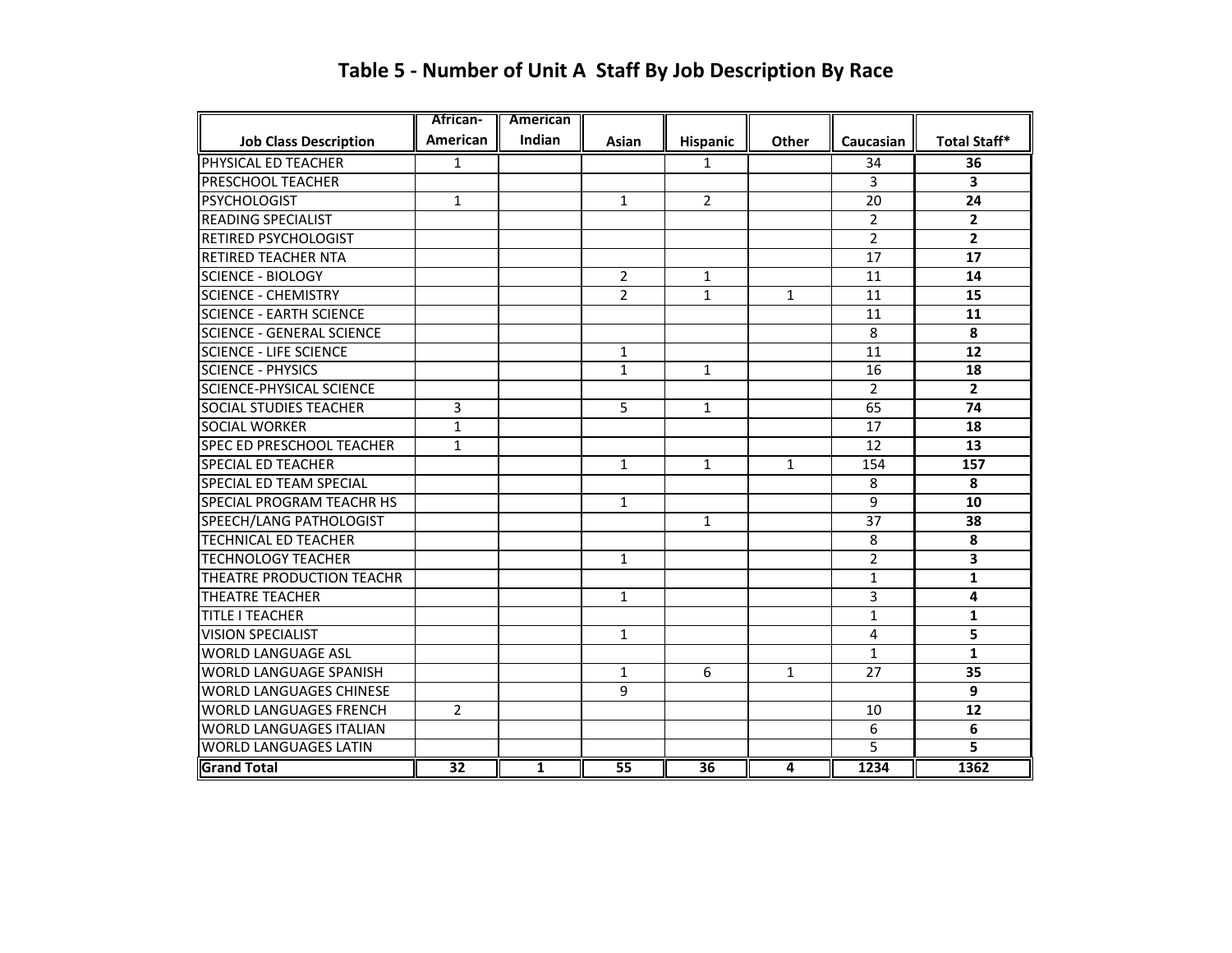## Table 5 - Number of Unit A Staff By Job Description By Race

| Job Class Description | African-American | American Indian | Asian | Hispanic | Other | Caucasian | Total Staff* |
|---|---|---|---|---|---|---|---|
| PHYSICAL ED TEACHER | 1 | | | 1 | | 34 | **36** |
| PRESCHOOL TEACHER | | | | | | 3 | **3** |
| PSYCHOLOGIST | 1 | | 1 | 2 | | 20 | **24** |
| READING SPECIALIST | | | | | | 2 | **2** |
| RETIRED PSYCHOLOGIST | | | | | | 2 | **2** |
| RETIRED TEACHER NTA | | | | | | 17 | **17** |
| SCIENCE - BIOLOGY | | | 2 | 1 | | 11 | **14** |
| SCIENCE - CHEMISTRY | | | 2 | 1 | 1 | 11 | **15** |
| SCIENCE - EARTH SCIENCE | | | | | | 11 | **11** |
| SCIENCE - GENERAL SCIENCE | | | | | | 8 | **8** |
| SCIENCE - LIFE SCIENCE | | | 1 | | | 11 | **12** |
| SCIENCE - PHYSICS | | | 1 | 1 | | 16 | **18** |
| SCIENCE-PHYSICAL SCIENCE | | | | | | 2 | **2** |
| SOCIAL STUDIES TEACHER | 3 | | 5 | 1 | | 65 | **74** |
| SOCIAL WORKER | 1 | | | | | 17 | **18** |
| SPEC ED PRESCHOOL TEACHER | 1 | | | | | 12 | **13** |
| SPECIAL ED TEACHER | | | 1 | 1 | 1 | 154 | **157** |
| SPECIAL ED TEAM SPECIAL | | | | | | 8 | **8** |
| SPECIAL PROGRAM TEACHR HS | | | 1 | | | 9 | **10** |
| SPEECH/LANG PATHOLOGIST | | | | 1 | | 37 | **38** |
| TECHNICAL ED TEACHER | | | | | | 8 | **8** |
| TECHNOLOGY TEACHER | | | 1 | | | 2 | **3** |
| THEATRE PRODUCTION TEACHR | | | | | | 1 | **1** |
| THEATRE TEACHER | | | 1 | | | 3 | **4** |
| TITLE I TEACHER | | | | | | 1 | **1** |
| VISION SPECIALIST | | | 1 | | | 4 | **5** |
| WORLD LANGUAGE ASL | | | | | | 1 | **1** |
| WORLD LANGUAGE SPANISH | | | 1 | 6 | 1 | 27 | **35** |
| WORLD LANGUAGES CHINESE | | | 9 | | | | **9** |
| WORLD LANGUAGES FRENCH | 2 | | | | | 10 | **12** |
| WORLD LANGUAGES ITALIAN | | | | | | 6 | **6** |
| WORLD LANGUAGES LATIN | | | | | | 5 | **5** |
| **Grand Total** | **32** | **1** | **55** | **36** | **4** | **1234** | **1362** |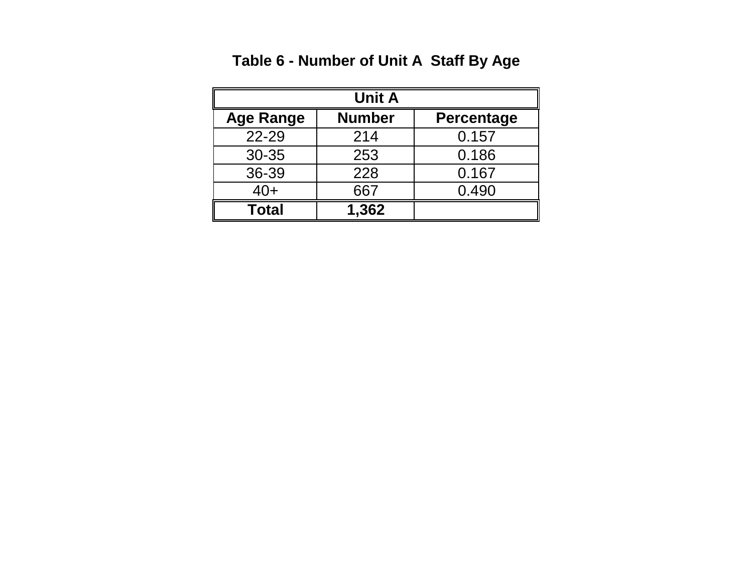**Table 6 - Number of Unit A Staff By Age**

| Unit A | | |
|---|---|---|
| **Age Range** | **Number** | **Percentage** |
| 22-29 | 214 | 0.157 |
| 30-35 | 253 | 0.186 |
| 36-39 | 228 | 0.167 |
| 40+ | 667 | 0.490 |
| **Total** | **1,362** | |